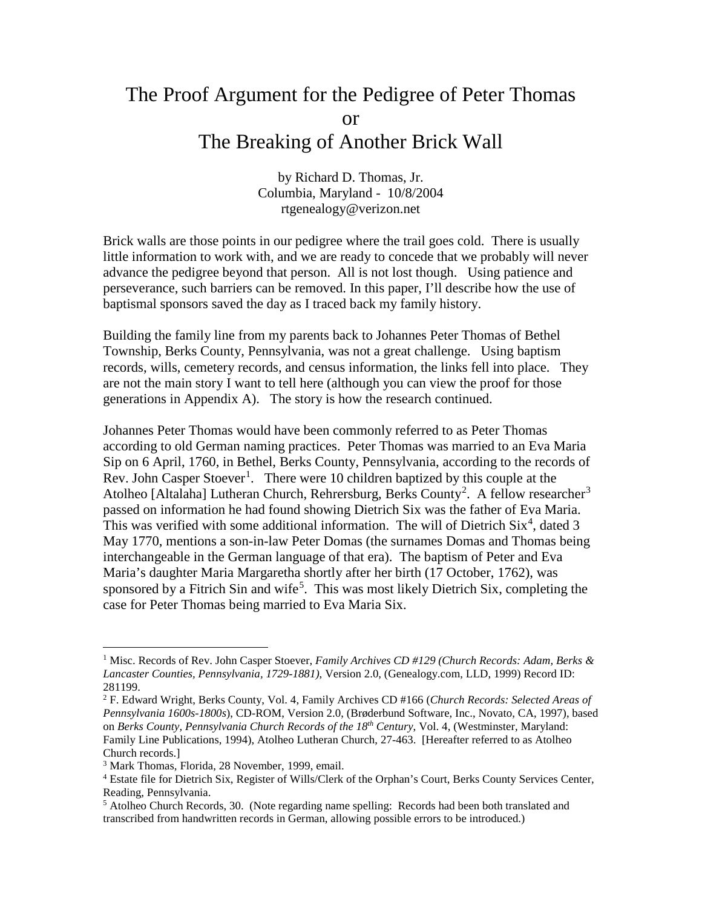# The Proof Argument for the Pedigree of Peter Thomas
# or
# The Breaking of Another Brick Wall

by Richard D. Thomas, Jr.
Columbia, Maryland - 10/8/2004
rtgenealogy@verizon.net

Brick walls are those points in our pedigree where the trail goes cold. There is usually little information to work with, and we are ready to concede that we probably will never advance the pedigree beyond that person. All is not lost though. Using patience and perseverance, such barriers can be removed. In this paper, I'll describe how the use of baptismal sponsors saved the day as I traced back my family history.

Building the family line from my parents back to Johannes Peter Thomas of Bethel Township, Berks County, Pennsylvania, was not a great challenge. Using baptism records, wills, cemetery records, and census information, the links fell into place. They are not the main story I want to tell here (although you can view the proof for those generations in Appendix A). The story is how the research continued.

Johannes Peter Thomas would have been commonly referred to as Peter Thomas according to old German naming practices. Peter Thomas was married to an Eva Maria Sip on 6 April, 1760, in Bethel, Berks County, Pennsylvania, according to the records of Rev. John Casper Stoever[1]. There were 10 children baptized by this couple at the Atolheo [Altalaha] Lutheran Church, Rehrersburg, Berks County[2]. A fellow researcher[3] passed on information he had found showing Dietrich Six was the father of Eva Maria. This was verified with some additional information. The will of Dietrich Six[4], dated 3 May 1770, mentions a son-in-law Peter Domas (the surnames Domas and Thomas being interchangeable in the German language of that era). The baptism of Peter and Eva Maria's daughter Maria Margaretha shortly after her birth (17 October, 1762), was sponsored by a Fitrich Sin and wife[5]. This was most likely Dietrich Six, completing the case for Peter Thomas being married to Eva Maria Six.

---

[1] Misc. Records of Rev. John Casper Stoever, *Family Archives CD #129 (Church Records: Adam, Berks & Lancaster Counties, Pennsylvania, 1729-1881)*, Version 2.0, (Genealogy.com, LLD, 1999) Record ID: 281199.

[2] F. Edward Wright, Berks County, Vol. 4, Family Archives CD #166 (*Church Records: Selected Areas of Pennsylvania 1600s-1800s*), CD-ROM, Version 2.0, (Brøderbund Software, Inc., Novato, CA, 1997), based on *Berks County, Pennsylvania Church Records of the 18th Century*, Vol. 4, (Westminster, Maryland: Family Line Publications, 1994), Atolheo Lutheran Church, 27-463. [Hereafter referred to as Atolheo Church records.]

[3] Mark Thomas, Florida, 28 November, 1999, email.

[4] Estate file for Dietrich Six, Register of Wills/Clerk of the Orphan's Court, Berks County Services Center, Reading, Pennsylvania.

[5] Atolheo Church Records, 30. (Note regarding name spelling: Records had been both translated and transcribed from handwritten records in German, allowing possible errors to be introduced.)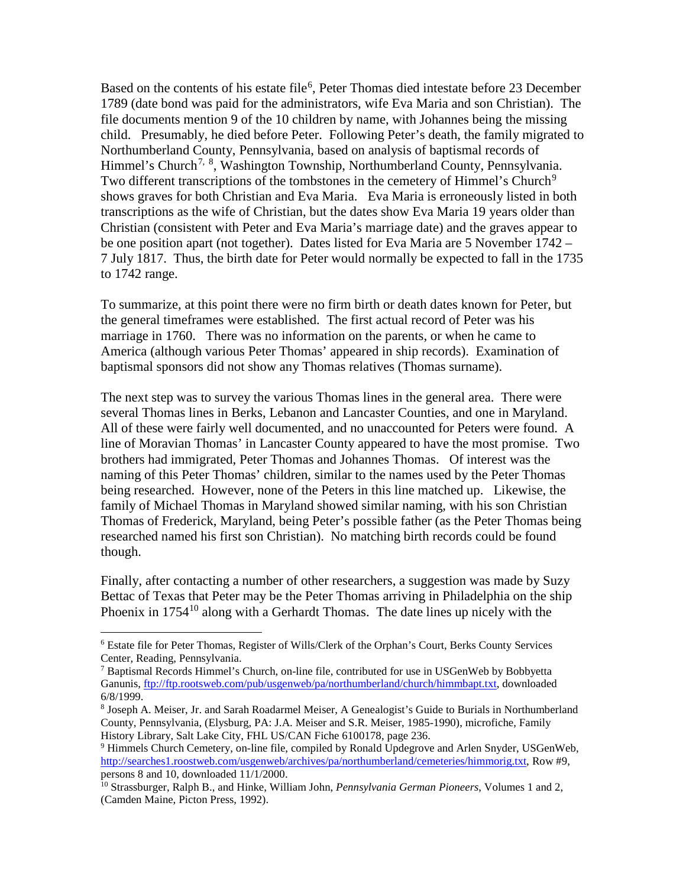Based on the contents of his estate file[6], Peter Thomas died intestate before 23 December 1789 (date bond was paid for the administrators, wife Eva Maria and son Christian). The file documents mention 9 of the 10 children by name, with Johannes being the missing child. Presumably, he died before Peter. Following Peter's death, the family migrated to Northumberland County, Pennsylvania, based on analysis of baptismal records of Himmel's Church[7, 8], Washington Township, Northumberland County, Pennsylvania. Two different transcriptions of the tombstones in the cemetery of Himmel's Church[9] shows graves for both Christian and Eva Maria. Eva Maria is erroneously listed in both transcriptions as the wife of Christian, but the dates show Eva Maria 19 years older than Christian (consistent with Peter and Eva Maria's marriage date) and the graves appear to be one position apart (not together). Dates listed for Eva Maria are 5 November 1742 – 7 July 1817. Thus, the birth date for Peter would normally be expected to fall in the 1735 to 1742 range.

To summarize, at this point there were no firm birth or death dates known for Peter, but the general timeframes were established. The first actual record of Peter was his marriage in 1760. There was no information on the parents, or when he came to America (although various Peter Thomas' appeared in ship records). Examination of baptismal sponsors did not show any Thomas relatives (Thomas surname).

The next step was to survey the various Thomas lines in the general area. There were several Thomas lines in Berks, Lebanon and Lancaster Counties, and one in Maryland. All of these were fairly well documented, and no unaccounted for Peters were found. A line of Moravian Thomas' in Lancaster County appeared to have the most promise. Two brothers had immigrated, Peter Thomas and Johannes Thomas. Of interest was the naming of this Peter Thomas' children, similar to the names used by the Peter Thomas being researched. However, none of the Peters in this line matched up. Likewise, the family of Michael Thomas in Maryland showed similar naming, with his son Christian Thomas of Frederick, Maryland, being Peter's possible father (as the Peter Thomas being researched named his first son Christian). No matching birth records could be found though.

Finally, after contacting a number of other researchers, a suggestion was made by Suzy Bettac of Texas that Peter may be the Peter Thomas arriving in Philadelphia on the ship Phoenix in 1754[10] along with a Gerhardt Thomas. The date lines up nicely with the

---

[6] Estate file for Peter Thomas, Register of Wills/Clerk of the Orphan's Court, Berks County Services Center, Reading, Pennsylvania.

[7] Baptismal Records Himmel's Church, on-line file, contributed for use in USGenWeb by Bobbyetta Ganunis, ftp://ftp.rootsweb.com/pub/usgenweb/pa/northumberland/church/himmbapt.txt, downloaded 6/8/1999.

[8] Joseph A. Meiser, Jr. and Sarah Roadarmel Meiser, A Genealogist's Guide to Burials in Northumberland County, Pennsylvania, (Elysburg, PA: J.A. Meiser and S.R. Meiser, 1985-1990), microfiche, Family History Library, Salt Lake City, FHL US/CAN Fiche 6100178, page 236.

[9] Himmels Church Cemetery, on-line file, compiled by Ronald Updegrove and Arlen Snyder, USGenWeb, http://searches1.roostweb.com/usgenweb/archives/pa/northumberland/cemeteries/himmorig.txt, Row #9, persons 8 and 10, downloaded 11/1/2000.

[10] Strassburger, Ralph B., and Hinke, William John, *Pennsylvania German Pioneers*, Volumes 1 and 2, (Camden Maine, Picton Press, 1992).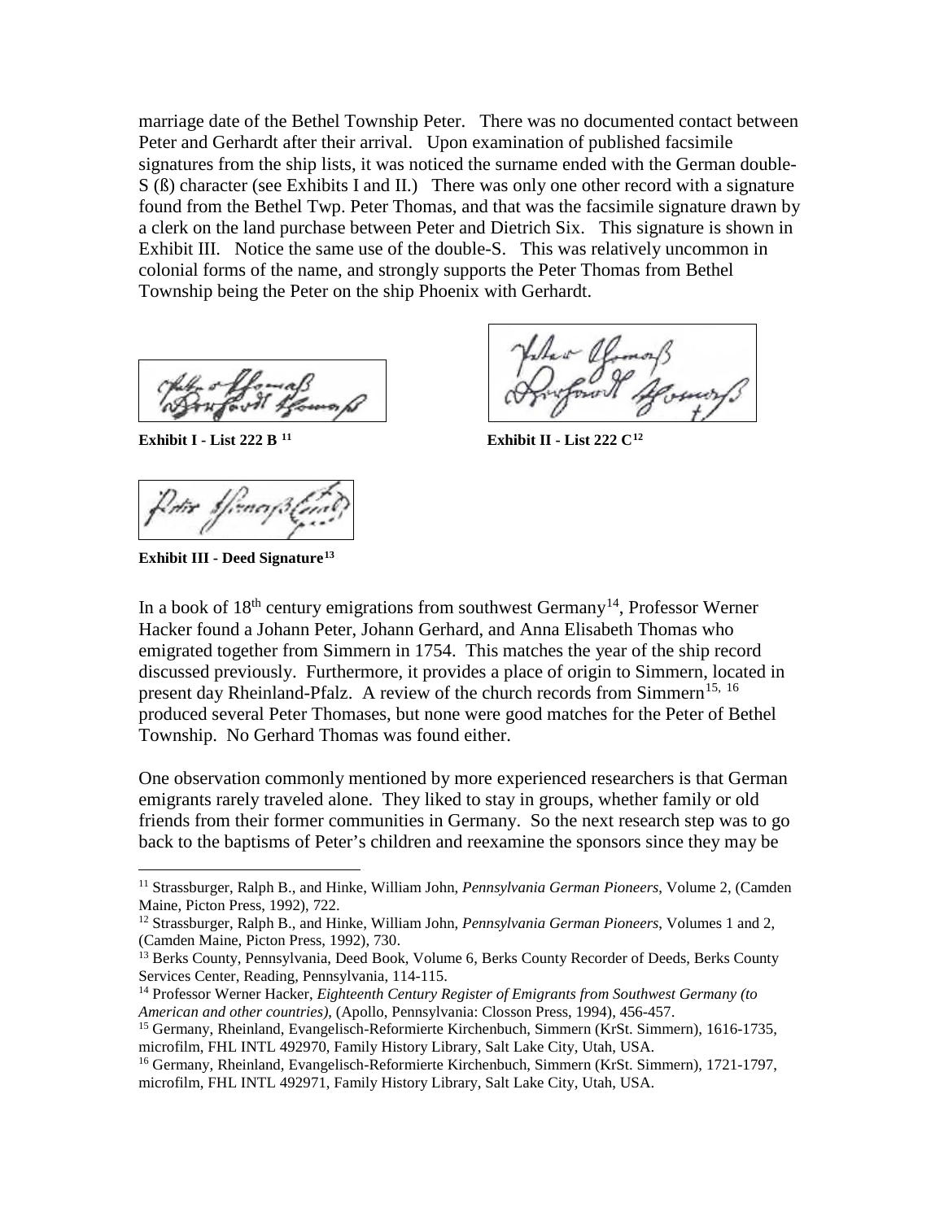marriage date of the Bethel Township Peter. There was no documented contact between Peter and Gerhardt after their arrival. Upon examination of published facsimile signatures from the ship lists, it was noticed the surname ended with the German double-S (ß) character (see Exhibits I and II.) There was only one other record with a signature found from the Bethel Twp. Peter Thomas, and that was the facsimile signature drawn by a clerk on the land purchase between Peter and Dietrich Six. This signature is shown in Exhibit III. Notice the same use of the double-S. This was relatively uncommon in colonial forms of the name, and strongly supports the Peter Thomas from Bethel Township being the Peter on the ship Phoenix with Gerhardt.

**Exhibit I - List 222 B** [11]

**Exhibit II - List 222 C**[12]

**Exhibit III - Deed Signature**[13]

In a book of 18th century emigrations from southwest Germany[14], Professor Werner Hacker found a Johann Peter, Johann Gerhard, and Anna Elisabeth Thomas who emigrated together from Simmern in 1754. This matches the year of the ship record discussed previously. Furthermore, it provides a place of origin to Simmern, located in present day Rheinland-Pfalz. A review of the church records from Simmern[15, 16] produced several Peter Thomases, but none were good matches for the Peter of Bethel Township. No Gerhard Thomas was found either.

One observation commonly mentioned by more experienced researchers is that German emigrants rarely traveled alone. They liked to stay in groups, whether family or old friends from their former communities in Germany. So the next research step was to go back to the baptisms of Peter's children and reexamine the sponsors since they may be

---

[11] Strassburger, Ralph B., and Hinke, William John, *Pennsylvania German Pioneers*, Volume 2, (Camden Maine, Picton Press, 1992), 722.

[12] Strassburger, Ralph B., and Hinke, William John, *Pennsylvania German Pioneers*, Volumes 1 and 2, (Camden Maine, Picton Press, 1992), 730.

[13] Berks County, Pennsylvania, Deed Book, Volume 6, Berks County Recorder of Deeds, Berks County Services Center, Reading, Pennsylvania, 114-115.

[14] Professor Werner Hacker, *Eighteenth Century Register of Emigrants from Southwest Germany (to American and other countries)*, (Apollo, Pennsylvania: Closson Press, 1994), 456-457.

[15] Germany, Rheinland, Evangelisch-Reformierte Kirchenbuch, Simmern (KrSt. Simmern), 1616-1735, microfilm, FHL INTL 492970, Family History Library, Salt Lake City, Utah, USA.

[16] Germany, Rheinland, Evangelisch-Reformierte Kirchenbuch, Simmern (KrSt. Simmern), 1721-1797, microfilm, FHL INTL 492971, Family History Library, Salt Lake City, Utah, USA.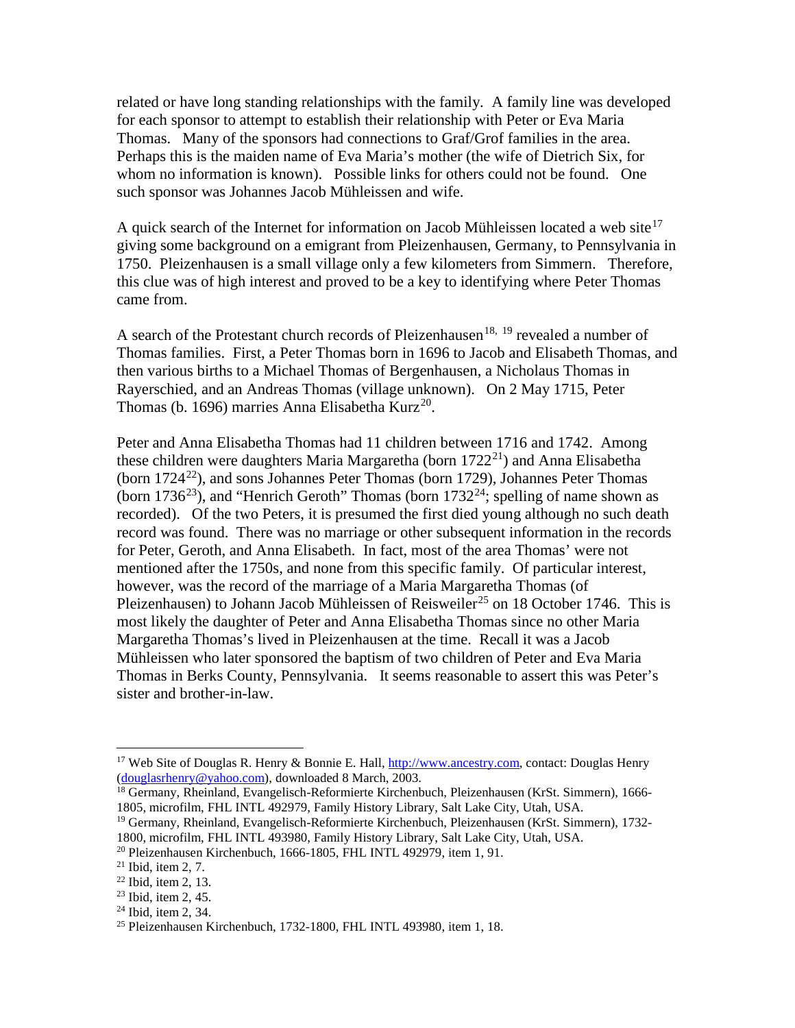related or have long standing relationships with the family. A family line was developed for each sponsor to attempt to establish their relationship with Peter or Eva Maria Thomas. Many of the sponsors had connections to Graf/Grof families in the area. Perhaps this is the maiden name of Eva Maria's mother (the wife of Dietrich Six, for whom no information is known). Possible links for others could not be found. One such sponsor was Johannes Jacob Mühleissen and wife.

A quick search of the Internet for information on Jacob Mühleissen located a web site[17] giving some background on a emigrant from Pleizenhausen, Germany, to Pennsylvania in 1750. Pleizenhausen is a small village only a few kilometers from Simmern. Therefore, this clue was of high interest and proved to be a key to identifying where Peter Thomas came from.

A search of the Protestant church records of Pleizenhausen[18, 19] revealed a number of Thomas families. First, a Peter Thomas born in 1696 to Jacob and Elisabeth Thomas, and then various births to a Michael Thomas of Bergenhausen, a Nicholaus Thomas in Rayerschied, and an Andreas Thomas (village unknown). On 2 May 1715, Peter Thomas (b. 1696) marries Anna Elisabetha Kurz[20].

Peter and Anna Elisabetha Thomas had 11 children between 1716 and 1742. Among these children were daughters Maria Margaretha (born 1722[21]) and Anna Elisabetha (born 1724[22]), and sons Johannes Peter Thomas (born 1729), Johannes Peter Thomas (born 1736[23]), and "Henrich Geroth" Thomas (born 1732[24]; spelling of name shown as recorded). Of the two Peters, it is presumed the first died young although no such death record was found. There was no marriage or other subsequent information in the records for Peter, Geroth, and Anna Elisabeth. In fact, most of the area Thomas' were not mentioned after the 1750s, and none from this specific family. Of particular interest, however, was the record of the marriage of a Maria Margaretha Thomas (of Pleizenhausen) to Johann Jacob Mühleissen of Reisweiler[25] on 18 October 1746. This is most likely the daughter of Peter and Anna Elisabetha Thomas since no other Maria Margaretha Thomas's lived in Pleizenhausen at the time. Recall it was a Jacob Mühleissen who later sponsored the baptism of two children of Peter and Eva Maria Thomas in Berks County, Pennsylvania. It seems reasonable to assert this was Peter's sister and brother-in-law.

---

[17] Web Site of Douglas R. Henry & Bonnie E. Hall, http://www.ancestry.com, contact: Douglas Henry (douglasrhenry@yahoo.com), downloaded 8 March, 2003.

[18] Germany, Rheinland, Evangelisch-Reformierte Kirchenbuch, Pleizenhausen (KrSt. Simmern), 1666-1805, microfilm, FHL INTL 492979, Family History Library, Salt Lake City, Utah, USA.

[19] Germany, Rheinland, Evangelisch-Reformierte Kirchenbuch, Pleizenhausen (KrSt. Simmern), 1732-1800, microfilm, FHL INTL 493980, Family History Library, Salt Lake City, Utah, USA.

[20] Pleizenhausen Kirchenbuch, 1666-1805, FHL INTL 492979, item 1, 91.

[21] Ibid, item 2, 7.

[22] Ibid, item 2, 13.

[23] Ibid, item 2, 45.

[24] Ibid, item 2, 34.

[25] Pleizenhausen Kirchenbuch, 1732-1800, FHL INTL 493980, item 1, 18.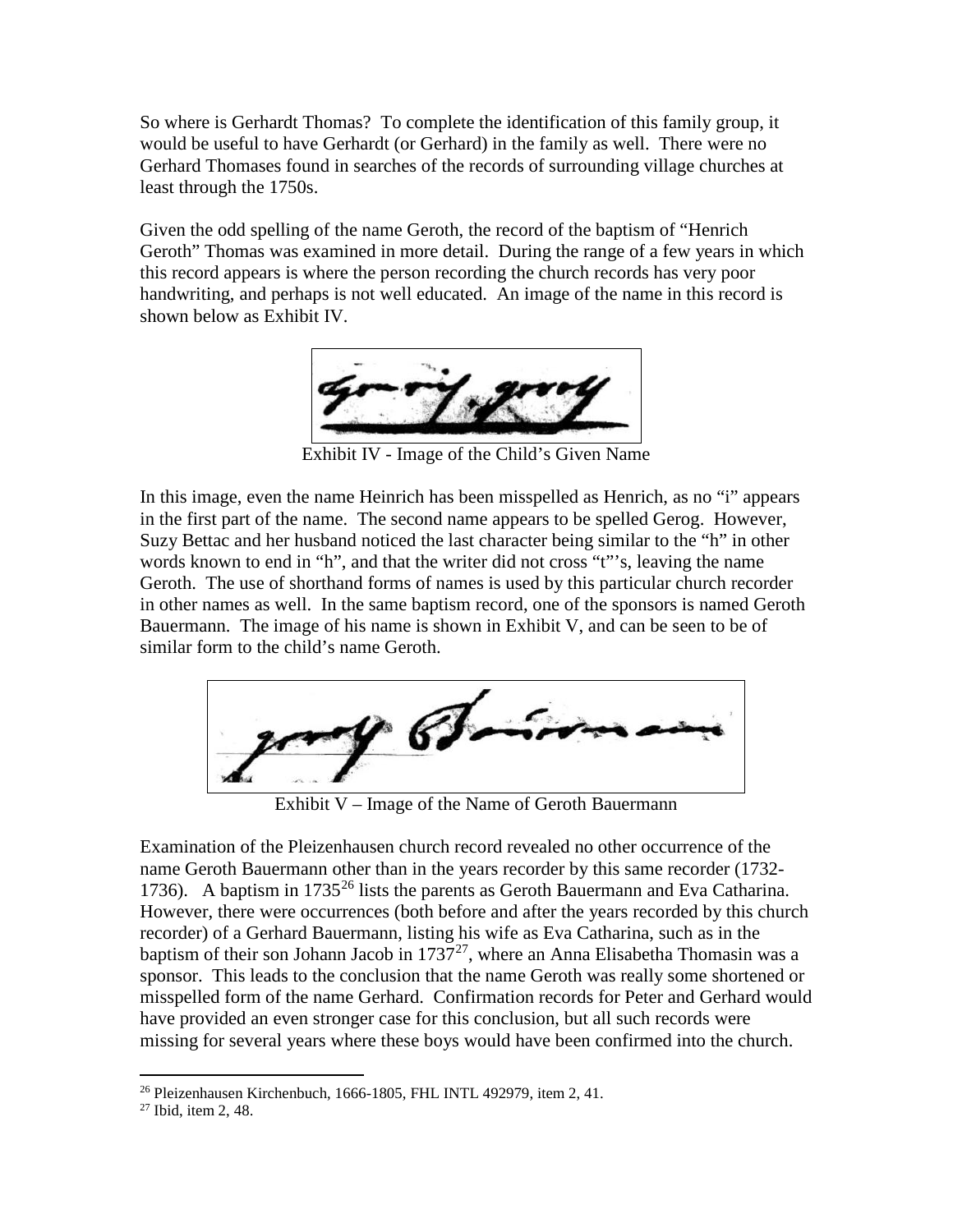So where is Gerhardt Thomas? To complete the identification of this family group, it would be useful to have Gerhardt (or Gerhard) in the family as well. There were no Gerhard Thomases found in searches of the records of surrounding village churches at least through the 1750s.

Given the odd spelling of the name Geroth, the record of the baptism of "Henrich Geroth" Thomas was examined in more detail. During the range of a few years in which this record appears is where the person recording the church records has very poor handwriting, and perhaps is not well educated. An image of the name in this record is shown below as Exhibit IV.

Exhibit IV - Image of the Child's Given Name

In this image, even the name Heinrich has been misspelled as Henrich, as no "i" appears in the first part of the name. The second name appears to be spelled Gerog. However, Suzy Bettac and her husband noticed the last character being similar to the "h" in other words known to end in "h", and that the writer did not cross "t"'s, leaving the name Geroth. The use of shorthand forms of names is used by this particular church recorder in other names as well. In the same baptism record, one of the sponsors is named Geroth Bauermann. The image of his name is shown in Exhibit V, and can be seen to be of similar form to the child's name Geroth.

Exhibit V – Image of the Name of Geroth Bauermann

Examination of the Pleizenhausen church record revealed no other occurrence of the name Geroth Bauermann other than in the years recorder by this same recorder (1732-1736). A baptism in 1735[26] lists the parents as Geroth Bauermann and Eva Catharina. However, there were occurrences (both before and after the years recorded by this church recorder) of a Gerhard Bauermann, listing his wife as Eva Catharina, such as in the baptism of their son Johann Jacob in 1737[27], where an Anna Elisabetha Thomasin was a sponsor. This leads to the conclusion that the name Geroth was really some shortened or misspelled form of the name Gerhard. Confirmation records for Peter and Gerhard would have provided an even stronger case for this conclusion, but all such records were missing for several years where these boys would have been confirmed into the church.

---

[26] Pleizenhausen Kirchenbuch, 1666-1805, FHL INTL 492979, item 2, 41.

[27] Ibid, item 2, 48.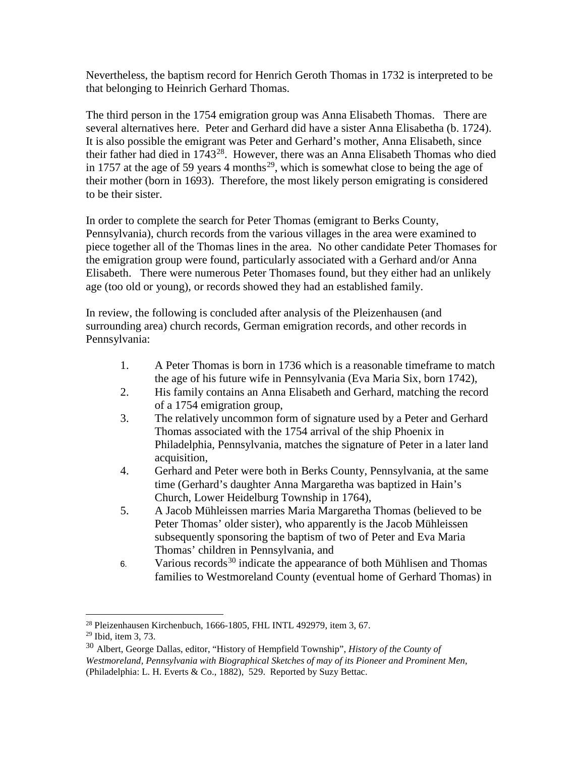Nevertheless, the baptism record for Henrich Geroth Thomas in 1732 is interpreted to be that belonging to Heinrich Gerhard Thomas.

The third person in the 1754 emigration group was Anna Elisabeth Thomas. There are several alternatives here. Peter and Gerhard did have a sister Anna Elisabetha (b. 1724). It is also possible the emigrant was Peter and Gerhard's mother, Anna Elisabeth, since their father had died in 1743[28]. However, there was an Anna Elisabeth Thomas who died in 1757 at the age of 59 years 4 months[29], which is somewhat close to being the age of their mother (born in 1693). Therefore, the most likely person emigrating is considered to be their sister.

In order to complete the search for Peter Thomas (emigrant to Berks County, Pennsylvania), church records from the various villages in the area were examined to piece together all of the Thomas lines in the area. No other candidate Peter Thomases for the emigration group were found, particularly associated with a Gerhard and/or Anna Elisabeth. There were numerous Peter Thomases found, but they either had an unlikely age (too old or young), or records showed they had an established family.

In review, the following is concluded after analysis of the Pleizenhausen (and surrounding area) church records, German emigration records, and other records in Pennsylvania:

1. A Peter Thomas is born in 1736 which is a reasonable timeframe to match the age of his future wife in Pennsylvania (Eva Maria Six, born 1742),
2. His family contains an Anna Elisabeth and Gerhard, matching the record of a 1754 emigration group,
3. The relatively uncommon form of signature used by a Peter and Gerhard Thomas associated with the 1754 arrival of the ship Phoenix in Philadelphia, Pennsylvania, matches the signature of Peter in a later land acquisition,
4. Gerhard and Peter were both in Berks County, Pennsylvania, at the same time (Gerhard's daughter Anna Margaretha was baptized in Hain's Church, Lower Heidelburg Township in 1764),
5. A Jacob Mühleissen marries Maria Margaretha Thomas (believed to be Peter Thomas' older sister), who apparently is the Jacob Mühleissen subsequently sponsoring the baptism of two of Peter and Eva Maria Thomas' children in Pennsylvania, and
6. Various records[30] indicate the appearance of both Mühlisen and Thomas families to Westmoreland County (eventual home of Gerhard Thomas) in

---

[28] Pleizenhausen Kirchenbuch, 1666-1805, FHL INTL 492979, item 3, 67.

[29] Ibid, item 3, 73.

[30] Albert, George Dallas, editor, "History of Hempfield Township", *History of the County of Westmoreland, Pennsylvania with Biographical Sketches of may of its Pioneer and Prominent Men*, (Philadelphia: L. H. Everts & Co., 1882), 529. Reported by Suzy Bettac.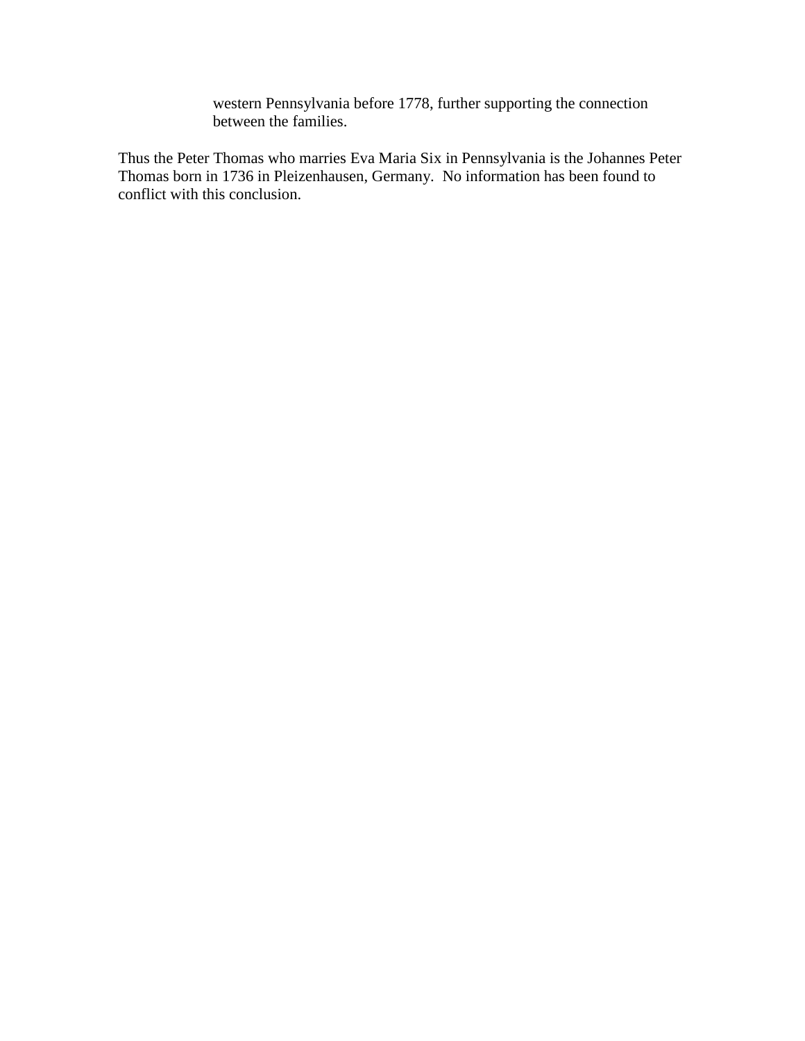western Pennsylvania before 1778, further supporting the connection between the families.

Thus the Peter Thomas who marries Eva Maria Six in Pennsylvania is the Johannes Peter Thomas born in 1736 in Pleizenhausen, Germany. No information has been found to conflict with this conclusion.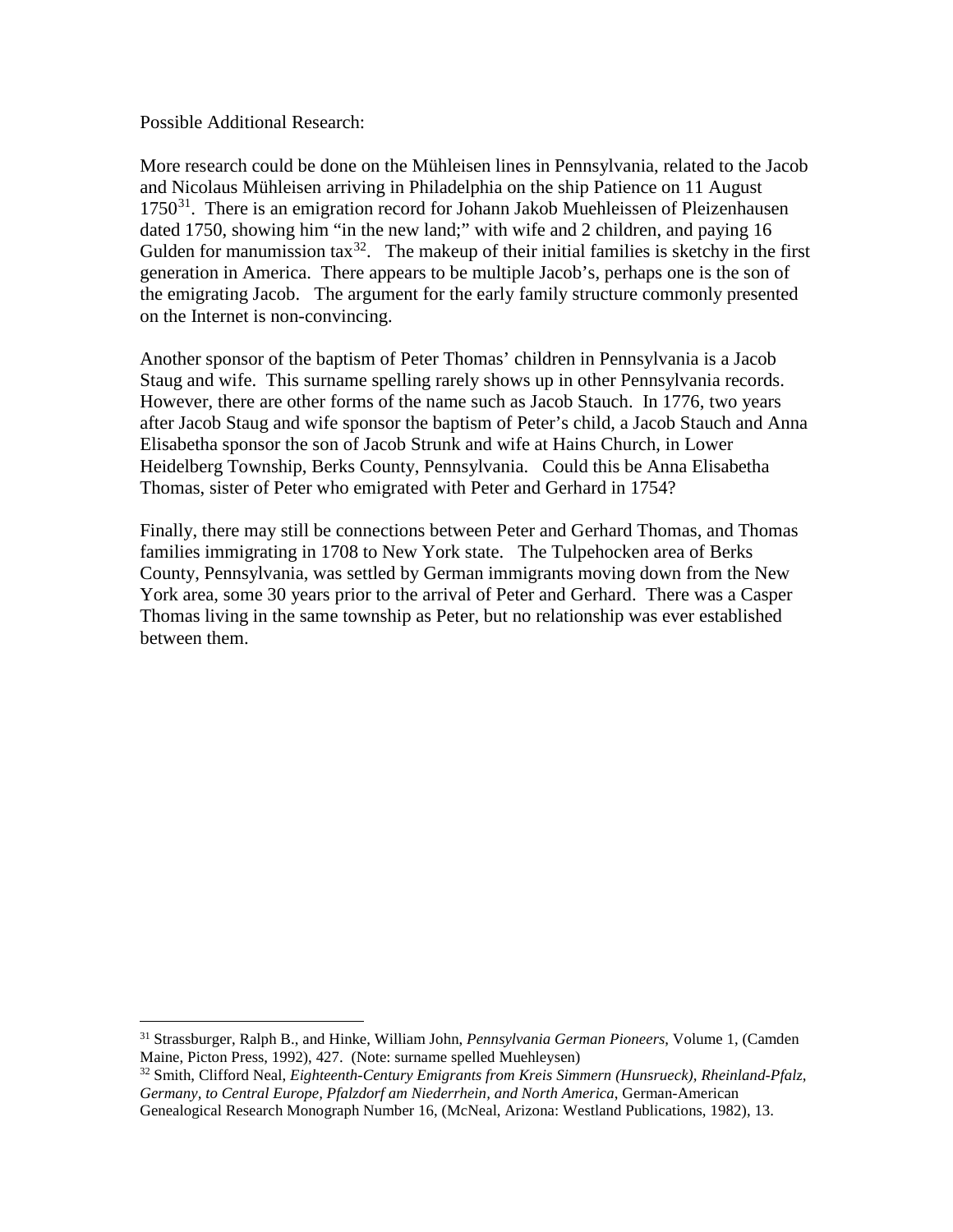Possible Additional Research:

More research could be done on the Mühleisen lines in Pennsylvania, related to the Jacob and Nicolaus Mühleisen arriving in Philadelphia on the ship Patience on 11 August 1750[31]. There is an emigration record for Johann Jakob Muehleissen of Pleizenhausen dated 1750, showing him "in the new land;" with wife and 2 children, and paying 16 Gulden for manumission tax[32]. The makeup of their initial families is sketchy in the first generation in America. There appears to be multiple Jacob's, perhaps one is the son of the emigrating Jacob. The argument for the early family structure commonly presented on the Internet is non-convincing.

Another sponsor of the baptism of Peter Thomas' children in Pennsylvania is a Jacob Staug and wife. This surname spelling rarely shows up in other Pennsylvania records. However, there are other forms of the name such as Jacob Stauch. In 1776, two years after Jacob Staug and wife sponsor the baptism of Peter's child, a Jacob Stauch and Anna Elisabetha sponsor the son of Jacob Strunk and wife at Hains Church, in Lower Heidelberg Township, Berks County, Pennsylvania. Could this be Anna Elisabetha Thomas, sister of Peter who emigrated with Peter and Gerhard in 1754?

Finally, there may still be connections between Peter and Gerhard Thomas, and Thomas families immigrating in 1708 to New York state. The Tulpehocken area of Berks County, Pennsylvania, was settled by German immigrants moving down from the New York area, some 30 years prior to the arrival of Peter and Gerhard. There was a Casper Thomas living in the same township as Peter, but no relationship was ever established between them.

---

[31] Strassburger, Ralph B., and Hinke, William John, *Pennsylvania German Pioneers*, Volume 1, (Camden Maine, Picton Press, 1992), 427. (Note: surname spelled Muehleysen)

[32] Smith, Clifford Neal, *Eighteenth-Century Emigrants from Kreis Simmern (Hunsrueck), Rheinland-Pfalz, Germany, to Central Europe, Pfalzdorf am Niederrhein, and North America*, German-American Genealogical Research Monograph Number 16, (McNeal, Arizona: Westland Publications, 1982), 13.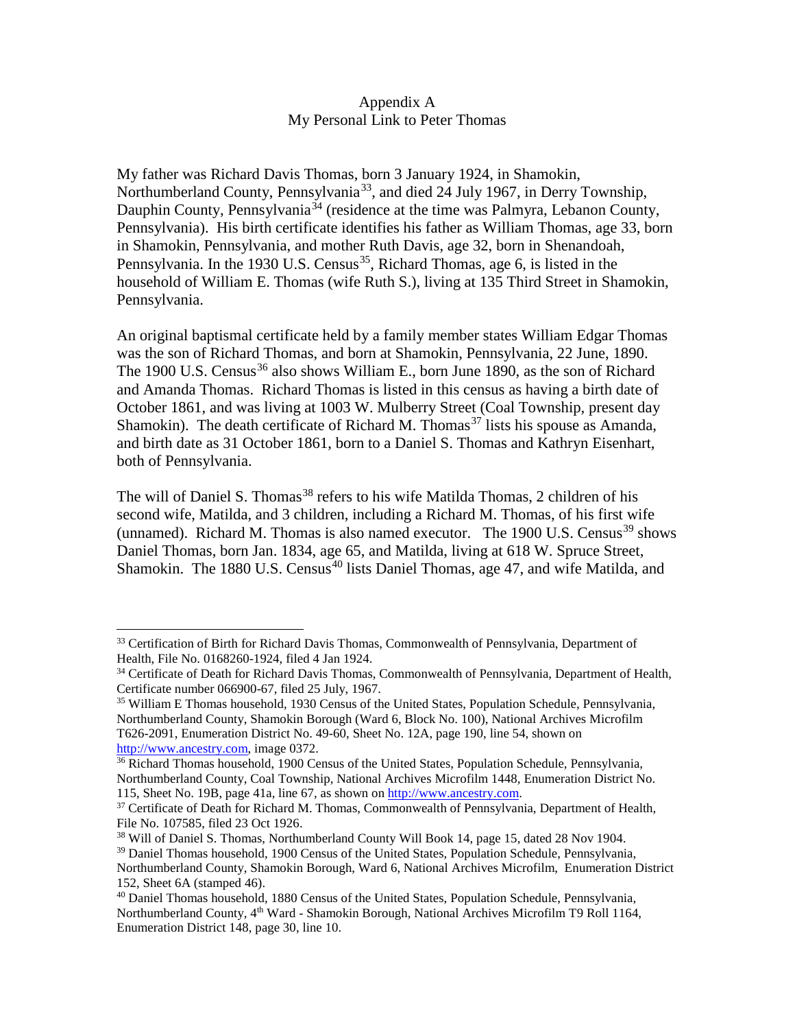## Appendix A
## My Personal Link to Peter Thomas

My father was Richard Davis Thomas, born 3 January 1924, in Shamokin, Northumberland County, Pennsylvania[33], and died 24 July 1967, in Derry Township, Dauphin County, Pennsylvania[34] (residence at the time was Palmyra, Lebanon County, Pennsylvania). His birth certificate identifies his father as William Thomas, age 33, born in Shamokin, Pennsylvania, and mother Ruth Davis, age 32, born in Shenandoah, Pennsylvania. In the 1930 U.S. Census[35], Richard Thomas, age 6, is listed in the household of William E. Thomas (wife Ruth S.), living at 135 Third Street in Shamokin, Pennsylvania.

An original baptismal certificate held by a family member states William Edgar Thomas was the son of Richard Thomas, and born at Shamokin, Pennsylvania, 22 June, 1890. The 1900 U.S. Census[36] also shows William E., born June 1890, as the son of Richard and Amanda Thomas. Richard Thomas is listed in this census as having a birth date of October 1861, and was living at 1003 W. Mulberry Street (Coal Township, present day Shamokin). The death certificate of Richard M. Thomas[37] lists his spouse as Amanda, and birth date as 31 October 1861, born to a Daniel S. Thomas and Kathryn Eisenhart, both of Pennsylvania.

The will of Daniel S. Thomas[38] refers to his wife Matilda Thomas, 2 children of his second wife, Matilda, and 3 children, including a Richard M. Thomas, of his first wife (unnamed). Richard M. Thomas is also named executor. The 1900 U.S. Census[39] shows Daniel Thomas, born Jan. 1834, age 65, and Matilda, living at 618 W. Spruce Street, Shamokin. The 1880 U.S. Census[40] lists Daniel Thomas, age 47, and wife Matilda, and

---

[33] Certification of Birth for Richard Davis Thomas, Commonwealth of Pennsylvania, Department of Health, File No. 0168260-1924, filed 4 Jan 1924.

[34] Certificate of Death for Richard Davis Thomas, Commonwealth of Pennsylvania, Department of Health, Certificate number 066900-67, filed 25 July, 1967.

[35] William E Thomas household, 1930 Census of the United States, Population Schedule, Pennsylvania, Northumberland County, Shamokin Borough (Ward 6, Block No. 100), National Archives Microfilm T626-2091, Enumeration District No. 49-60, Sheet No. 12A, page 190, line 54, shown on http://www.ancestry.com, image 0372.

[36] Richard Thomas household, 1900 Census of the United States, Population Schedule, Pennsylvania, Northumberland County, Coal Township, National Archives Microfilm 1448, Enumeration District No. 115, Sheet No. 19B, page 41a, line 67, as shown on http://www.ancestry.com.

[37] Certificate of Death for Richard M. Thomas, Commonwealth of Pennsylvania, Department of Health, File No. 107585, filed 23 Oct 1926.

[38] Will of Daniel S. Thomas, Northumberland County Will Book 14, page 15, dated 28 Nov 1904.

[39] Daniel Thomas household, 1900 Census of the United States, Population Schedule, Pennsylvania, Northumberland County, Shamokin Borough, Ward 6, National Archives Microfilm, Enumeration District 152, Sheet 6A (stamped 46).

[40] Daniel Thomas household, 1880 Census of the United States, Population Schedule, Pennsylvania, Northumberland County, 4th Ward - Shamokin Borough, National Archives Microfilm T9 Roll 1164, Enumeration District 148, page 30, line 10.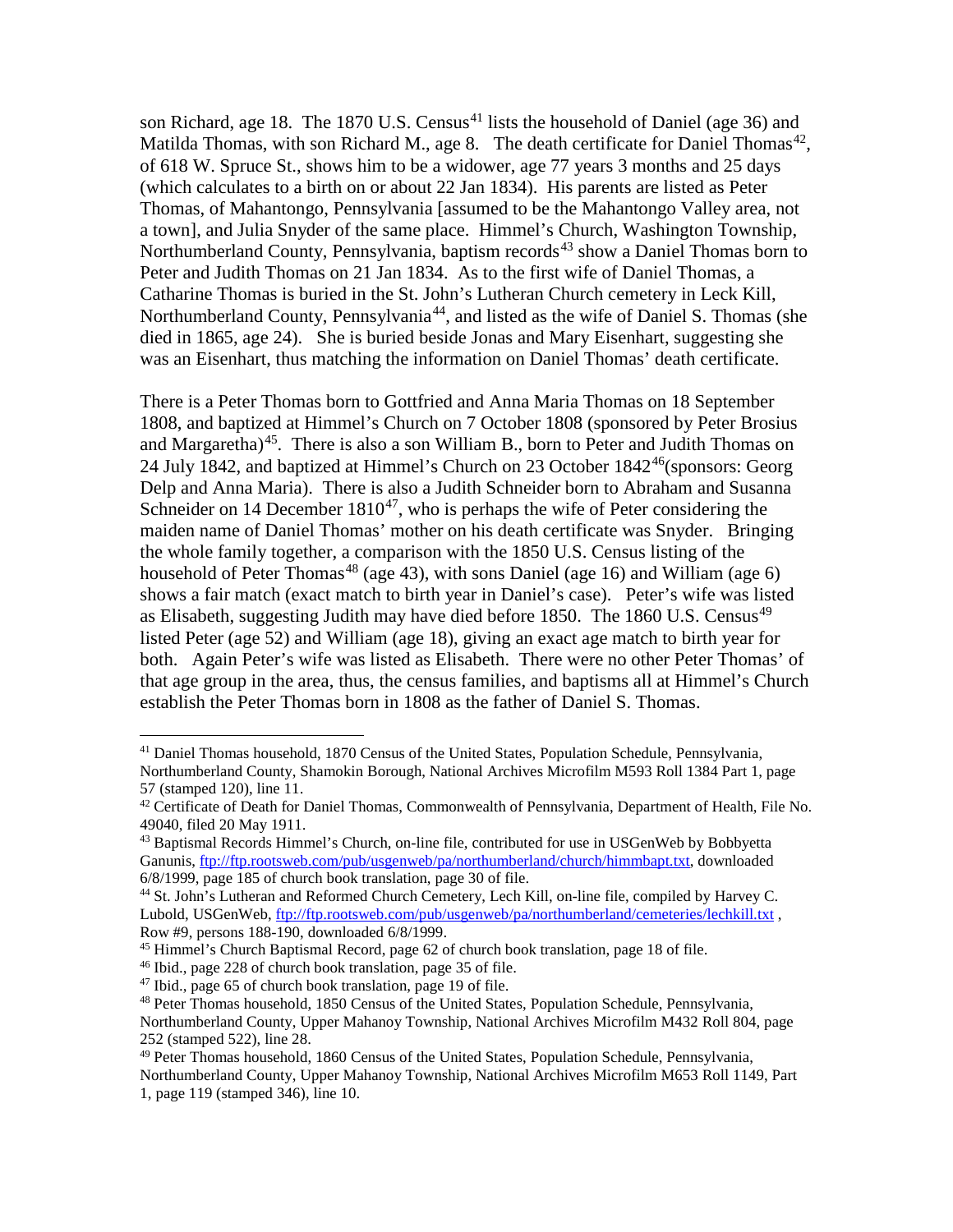son Richard, age 18. The 1870 U.S. Census[41] lists the household of Daniel (age 36) and Matilda Thomas, with son Richard M., age 8. The death certificate for Daniel Thomas[42], of 618 W. Spruce St., shows him to be a widower, age 77 years 3 months and 25 days (which calculates to a birth on or about 22 Jan 1834). His parents are listed as Peter Thomas, of Mahantongo, Pennsylvania [assumed to be the Mahantongo Valley area, not a town], and Julia Snyder of the same place. Himmel's Church, Washington Township, Northumberland County, Pennsylvania, baptism records[43] show a Daniel Thomas born to Peter and Judith Thomas on 21 Jan 1834. As to the first wife of Daniel Thomas, a Catharine Thomas is buried in the St. John's Lutheran Church cemetery in Leck Kill, Northumberland County, Pennsylvania[44], and listed as the wife of Daniel S. Thomas (she died in 1865, age 24). She is buried beside Jonas and Mary Eisenhart, suggesting she was an Eisenhart, thus matching the information on Daniel Thomas' death certificate.

There is a Peter Thomas born to Gottfried and Anna Maria Thomas on 18 September 1808, and baptized at Himmel's Church on 7 October 1808 (sponsored by Peter Brosius and Margaretha)[45]. There is also a son William B., born to Peter and Judith Thomas on 24 July 1842, and baptized at Himmel's Church on 23 October 1842[46](sponsors: Georg Delp and Anna Maria). There is also a Judith Schneider born to Abraham and Susanna Schneider on 14 December 1810[47], who is perhaps the wife of Peter considering the maiden name of Daniel Thomas' mother on his death certificate was Snyder. Bringing the whole family together, a comparison with the 1850 U.S. Census listing of the household of Peter Thomas[48] (age 43), with sons Daniel (age 16) and William (age 6) shows a fair match (exact match to birth year in Daniel's case). Peter's wife was listed as Elisabeth, suggesting Judith may have died before 1850. The 1860 U.S. Census[49] listed Peter (age 52) and William (age 18), giving an exact age match to birth year for both. Again Peter's wife was listed as Elisabeth. There were no other Peter Thomas' of that age group in the area, thus, the census families, and baptisms all at Himmel's Church establish the Peter Thomas born in 1808 as the father of Daniel S. Thomas.

---

[41] Daniel Thomas household, 1870 Census of the United States, Population Schedule, Pennsylvania, Northumberland County, Shamokin Borough, National Archives Microfilm M593 Roll 1384 Part 1, page 57 (stamped 120), line 11.

[42] Certificate of Death for Daniel Thomas, Commonwealth of Pennsylvania, Department of Health, File No. 49040, filed 20 May 1911.

[43] Baptismal Records Himmel's Church, on-line file, contributed for use in USGenWeb by Bobbyetta Ganunis, ftp://ftp.rootsweb.com/pub/usgenweb/pa/northumberland/church/himmbapt.txt, downloaded 6/8/1999, page 185 of church book translation, page 30 of file.

[44] St. John's Lutheran and Reformed Church Cemetery, Lech Kill, on-line file, compiled by Harvey C. Lubold, USGenWeb, ftp://ftp.rootsweb.com/pub/usgenweb/pa/northumberland/cemeteries/lechkill.txt , Row #9, persons 188-190, downloaded 6/8/1999.

[45] Himmel's Church Baptismal Record, page 62 of church book translation, page 18 of file.

[46] Ibid., page 228 of church book translation, page 35 of file.

[47] Ibid., page 65 of church book translation, page 19 of file.

[48] Peter Thomas household, 1850 Census of the United States, Population Schedule, Pennsylvania, Northumberland County, Upper Mahanoy Township, National Archives Microfilm M432 Roll 804, page 252 (stamped 522), line 28.

[49] Peter Thomas household, 1860 Census of the United States, Population Schedule, Pennsylvania, Northumberland County, Upper Mahanoy Township, National Archives Microfilm M653 Roll 1149, Part 1, page 119 (stamped 346), line 10.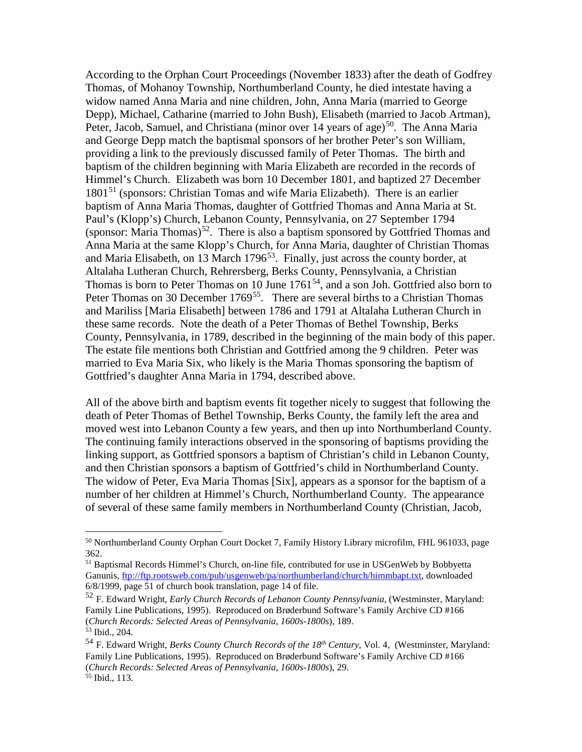According to the Orphan Court Proceedings (November 1833) after the death of Godfrey Thomas, of Mohanoy Township, Northumberland County, he died intestate having a widow named Anna Maria and nine children, John, Anna Maria (married to George Depp), Michael, Catharine (married to John Bush), Elisabeth (married to Jacob Artman), Peter, Jacob, Samuel, and Christiana (minor over 14 years of age)[50]. The Anna Maria and George Depp match the baptismal sponsors of her brother Peter's son William, providing a link to the previously discussed family of Peter Thomas. The birth and baptism of the children beginning with Maria Elizabeth are recorded in the records of Himmel's Church. Elizabeth was born 10 December 1801, and baptized 27 December 1801[51] (sponsors: Christian Tomas and wife Maria Elizabeth). There is an earlier baptism of Anna Maria Thomas, daughter of Gottfried Thomas and Anna Maria at St. Paul's (Klopp's) Church, Lebanon County, Pennsylvania, on 27 September 1794 (sponsor: Maria Thomas)[52]. There is also a baptism sponsored by Gottfried Thomas and Anna Maria at the same Klopp's Church, for Anna Maria, daughter of Christian Thomas and Maria Elisabeth, on 13 March 1796[53]. Finally, just across the county border, at Altalaha Lutheran Church, Rehrersberg, Berks County, Pennsylvania, a Christian Thomas is born to Peter Thomas on 10 June 1761[54], and a son Joh. Gottfried also born to Peter Thomas on 30 December 1769[55]. There are several births to a Christian Thomas and Mariliss [Maria Elisabeth] between 1786 and 1791 at Altalaha Lutheran Church in these same records. Note the death of a Peter Thomas of Bethel Township, Berks County, Pennsylvania, in 1789, described in the beginning of the main body of this paper. The estate file mentions both Christian and Gottfried among the 9 children. Peter was married to Eva Maria Six, who likely is the Maria Thomas sponsoring the baptism of Gottfried's daughter Anna Maria in 1794, described above.

All of the above birth and baptism events fit together nicely to suggest that following the death of Peter Thomas of Bethel Township, Berks County, the family left the area and moved west into Lebanon County a few years, and then up into Northumberland County. The continuing family interactions observed in the sponsoring of baptisms providing the linking support, as Gottfried sponsors a baptism of Christian's child in Lebanon County, and then Christian sponsors a baptism of Gottfried's child in Northumberland County. The widow of Peter, Eva Maria Thomas [Six], appears as a sponsor for the baptism of a number of her children at Himmel's Church, Northumberland County. The appearance of several of these same family members in Northumberland County (Christian, Jacob,

---

[50] Northumberland County Orphan Court Docket 7, Family History Library microfilm, FHL 961033, page 362.

[51] Baptismal Records Himmel's Church, on-line file, contributed for use in USGenWeb by Bobbyetta Ganunis, ftp://ftp.rootsweb.com/pub/usgenweb/pa/northumberland/church/himmbapt.txt, downloaded 6/8/1999, page 51 of church book translation, page 14 of file.

[52] F. Edward Wright, *Early Church Records of Lebanon County Pennsylvania*, (Westminster, Maryland: Family Line Publications, 1995). Reproduced on Brøderbund Software's Family Archive CD #166 (*Church Records: Selected Areas of Pennsylvania, 1600s-1800s*), 189.

[53] Ibid., 204.

[54] F. Edward Wright, *Berks County Church Records of the 18th Century*, Vol. 4, (Westminster, Maryland: Family Line Publications, 1995). Reproduced on Brøderbund Software's Family Archive CD #166 (*Church Records: Selected Areas of Pennsylvania, 1600s-1800s*), 29.

[55] Ibid., 113.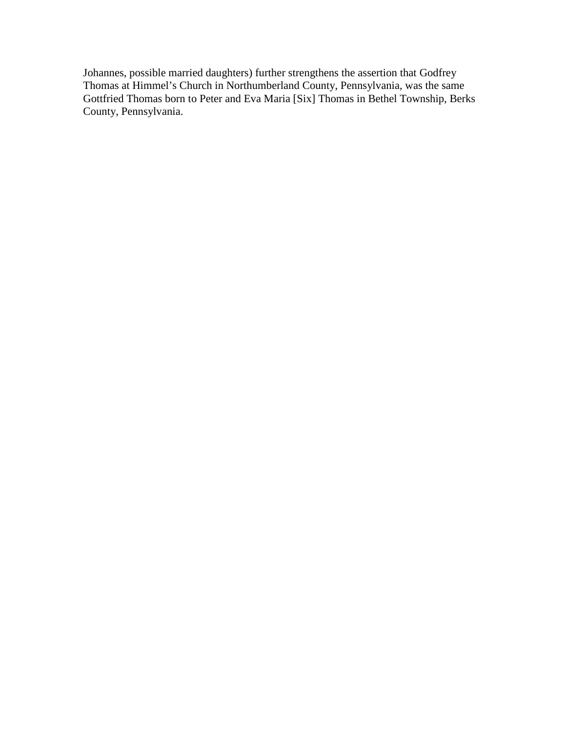Johannes, possible married daughters) further strengthens the assertion that Godfrey Thomas at Himmel's Church in Northumberland County, Pennsylvania, was the same Gottfried Thomas born to Peter and Eva Maria [Six] Thomas in Bethel Township, Berks County, Pennsylvania.